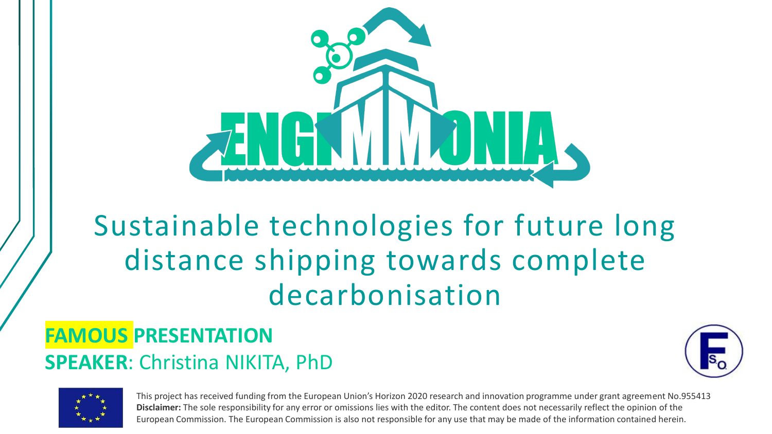# ENGIMMONIA

## Sustainable technologies for future long distance shipping towards complete decarbonisation

**FAMOUS PRESENTATION**

**SPEAKER**: Christina NIKITA, PhD

This project has received funding from the European Union's Horizon 2020 research and innovation programme under grant agreement No.955413

**Disclaimer:** The sole responsibility for any error or omissions lies with the editor. The content does not necessarily reflect the opinion of the European Commission. The European Commission is also not responsible for any use that may be made of the information contained herein.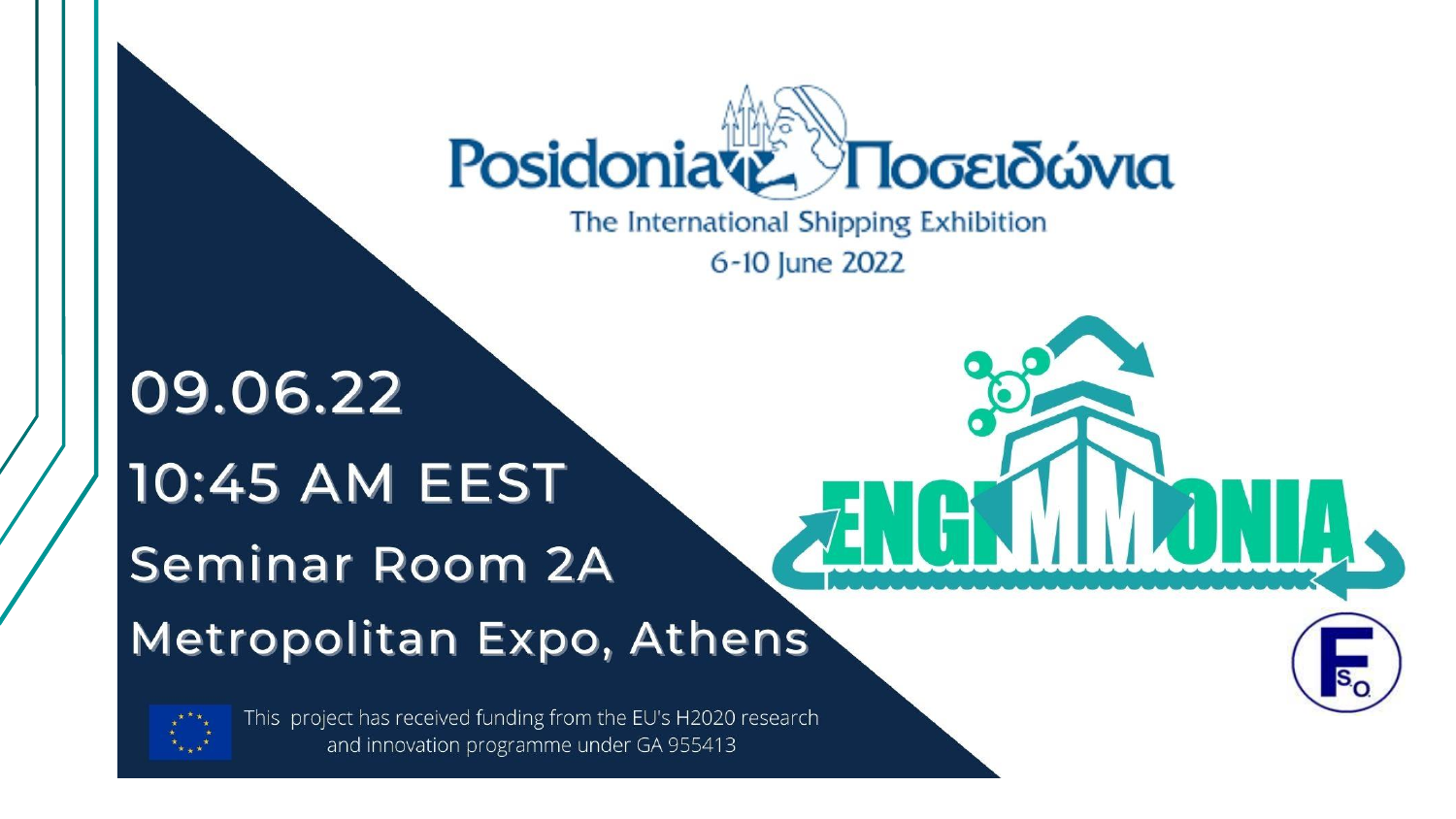Posidonia Ποσειδώνια

The International Shipping Exhibition

6-10 June 2022

09.06.22

10:45 AM EEST

Seminar Room 2A

Metropolitan Expo, Athens

ENGIMMONIA

This project has received funding from the EU's H2020 research and innovation programme under GA 955413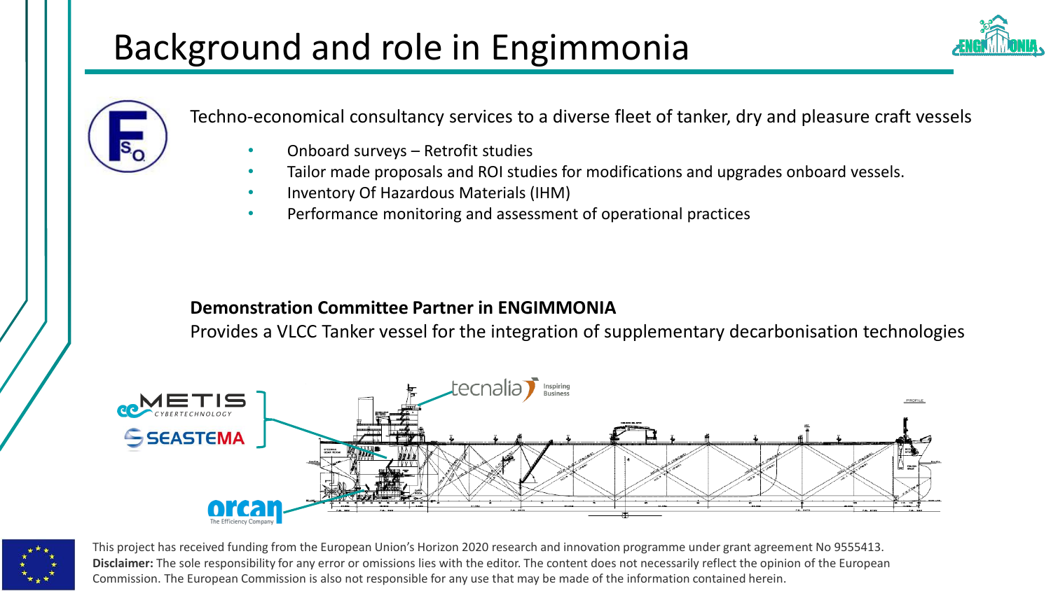# Background and role in Engimmonia

Techno-economical consultancy services to a diverse fleet of tanker, dry and pleasure craft vessels

- Onboard surveys – Retrofit studies
- Tailor made proposals and ROI studies for modifications and upgrades onboard vessels.
- Inventory Of Hazardous Materials (IHM)
- Performance monitoring and assessment of operational practices

**Demonstration Committee Partner in ENGIMMONIA**

Provides a VLCC Tanker vessel for the integration of supplementary decarbonisation technologies

This project has received funding from the European Union's Horizon 2020 research and innovation programme under grant agreement No 9555413.
**Disclaimer:** The sole responsibility for any error or omissions lies with the editor. The content does not necessarily reflect the opinion of the European Commission. The European Commission is also not responsible for any use that may be made of the information contained herein.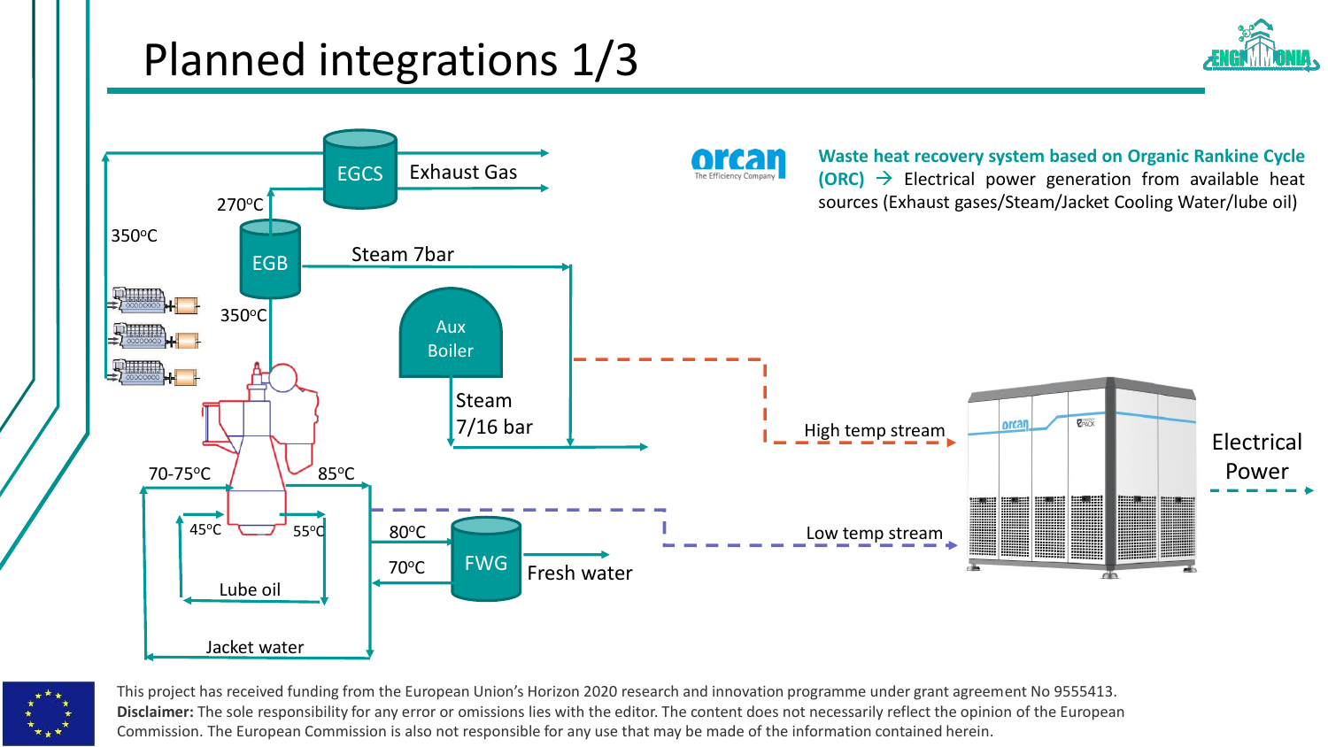# Planned integrations 1/3

EGCS

Exhaust Gas

270°C

350°C

EGB

Steam 7bar

350°C

Aux Boiler

Steam 7/16 bar

70-75°C

85°C

45°C

55°C

Lube oil

80°C

70°C

FWG

Fresh water

Jacket water

**Waste heat recovery system based on Organic Rankine Cycle (ORC)** → Electrical power generation from available heat sources (Exhaust gases/Steam/Jacket Cooling Water/lube oil)

High temp stream

Low temp stream

Electrical Power

This project has received funding from the European Union's Horizon 2020 research and innovation programme under grant agreement No 9555413.
**Disclaimer:** The sole responsibility for any error or omissions lies with the editor. The content does not necessarily reflect the opinion of the European Commission. The European Commission is also not responsible for any use that may be made of the information contained herein.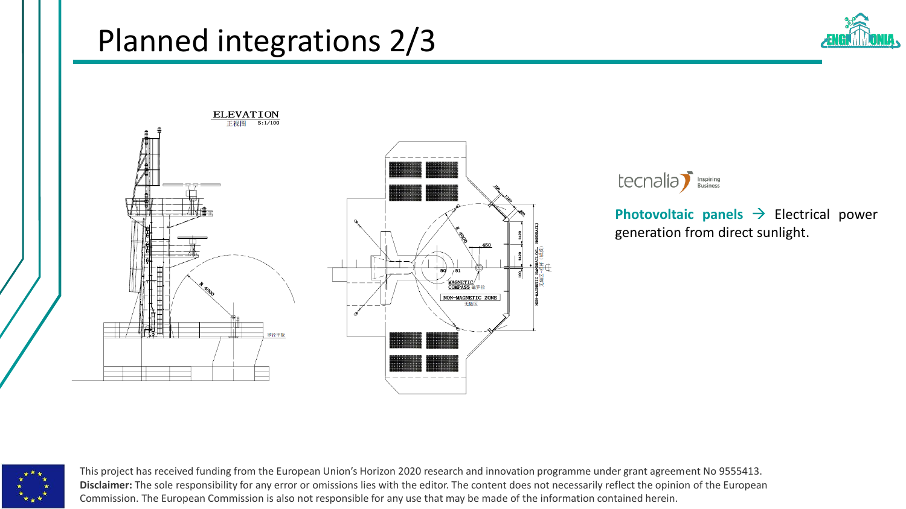# Planned integrations 2/3

**Photovoltaic panels** → Electrical power generation from direct sunlight.

This project has received funding from the European Union's Horizon 2020 research and innovation programme under grant agreement No 9555413.
**Disclaimer:** The sole responsibility for any error or omissions lies with the editor. The content does not necessarily reflect the opinion of the European Commission. The European Commission is also not responsible for any use that may be made of the information contained herein.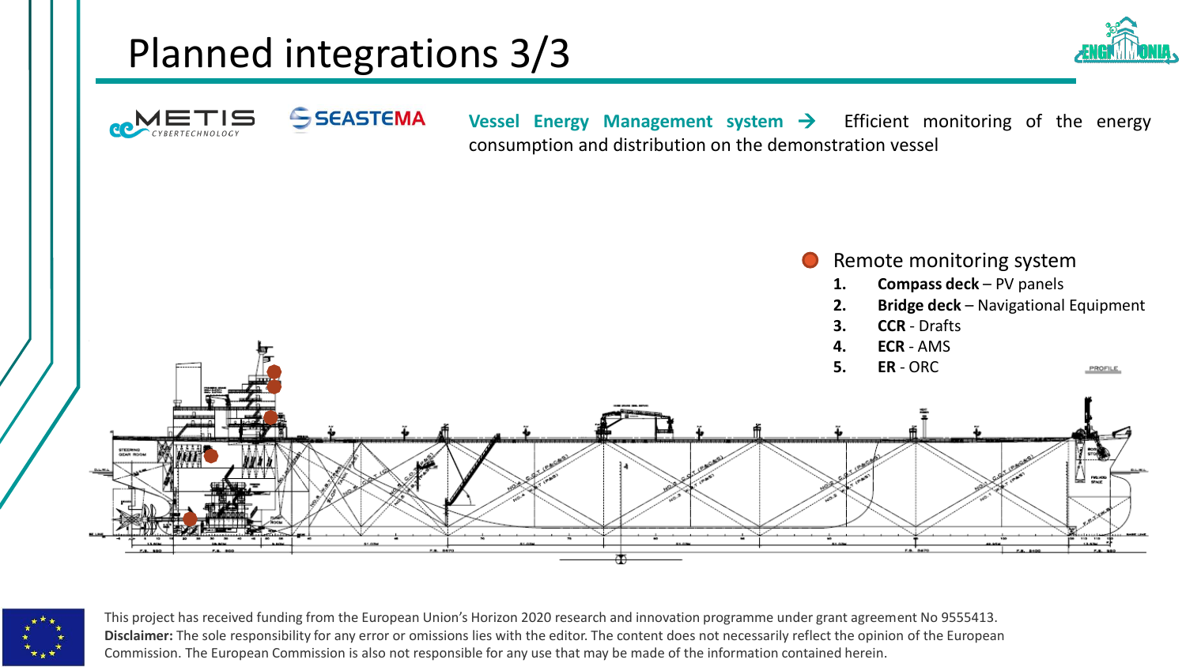# Planned integrations 3/3

METIS CYBERTECHNOLOGY | SEASTEMA

**Vessel Energy Management system →** Efficient monitoring of the energy consumption and distribution on the demonstration vessel

- Remote monitoring system
  1. **Compass deck** – PV panels
  2. **Bridge deck** – Navigational Equipment
  3. **CCR** - Drafts
  4. **ECR** - AMS
  5. **ER** - ORC

This project has received funding from the European Union's Horizon 2020 research and innovation programme under grant agreement No 9555413.
**Disclaimer:** The sole responsibility for any error or omissions lies with the editor. The content does not necessarily reflect the opinion of the European Commission. The European Commission is also not responsible for any use that may be made of the information contained herein.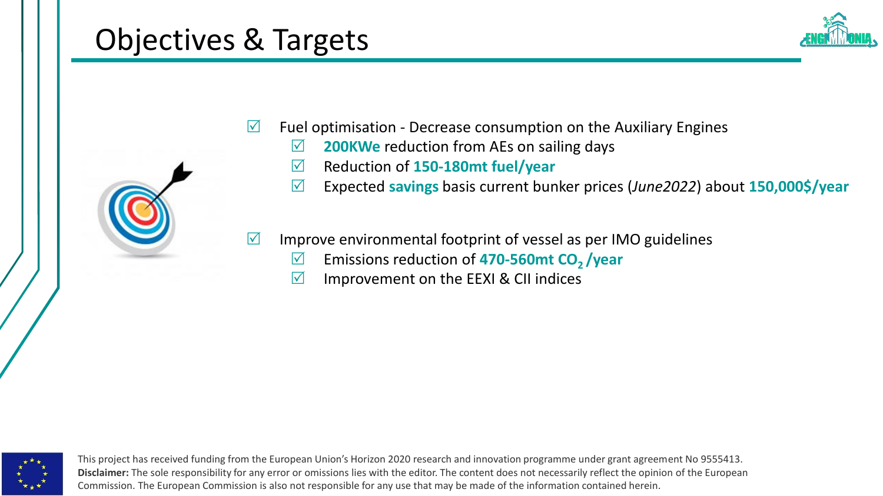# Objectives & Targets

- ☑ Fuel optimisation - Decrease consumption on the Auxiliary Engines
  - ☑ **200KWe** reduction from AEs on sailing days
  - ☑ Reduction of **150-180mt fuel/year**
  - ☑ Expected **savings** basis current bunker prices (*June2022*) about **150,000$/year**

- ☑ Improve environmental footprint of vessel as per IMO guidelines
  - ☑ Emissions reduction of **470-560mt $CO_2$ /year**
  - ☑ Improvement on the EEXI & CII indices

This project has received funding from the European Union's Horizon 2020 research and innovation programme under grant agreement No 9555413.
**Disclaimer:** The sole responsibility for any error or omissions lies with the editor. The content does not necessarily reflect the opinion of the European Commission. The European Commission is also not responsible for any use that may be made of the information contained herein.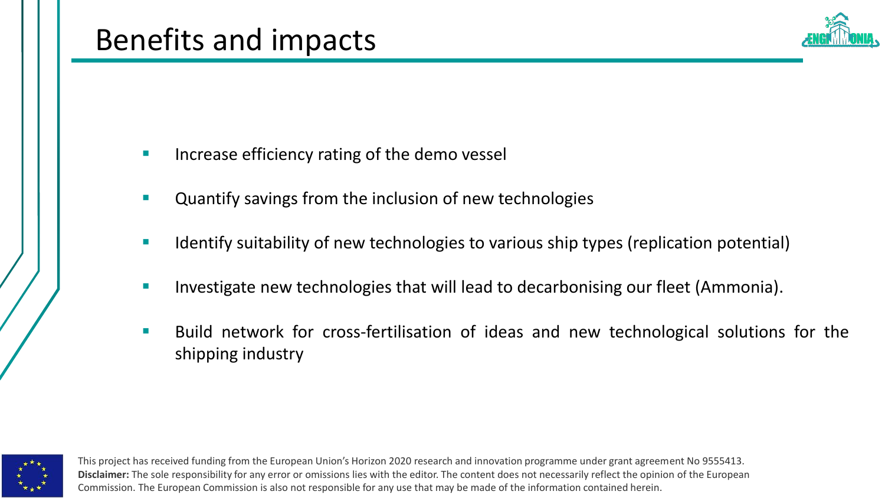# Benefits and impacts

- Increase efficiency rating of the demo vessel
- Quantify savings from the inclusion of new technologies
- Identify suitability of new technologies to various ship types (replication potential)
- Investigate new technologies that will lead to decarbonising our fleet (Ammonia).
- Build network for cross-fertilisation of ideas and new technological solutions for the shipping industry

This project has received funding from the European Union's Horizon 2020 research and innovation programme under grant agreement No 9555413.
**Disclaimer:** The sole responsibility for any error or omissions lies with the editor. The content does not necessarily reflect the opinion of the European Commission. The European Commission is also not responsible for any use that may be made of the information contained herein.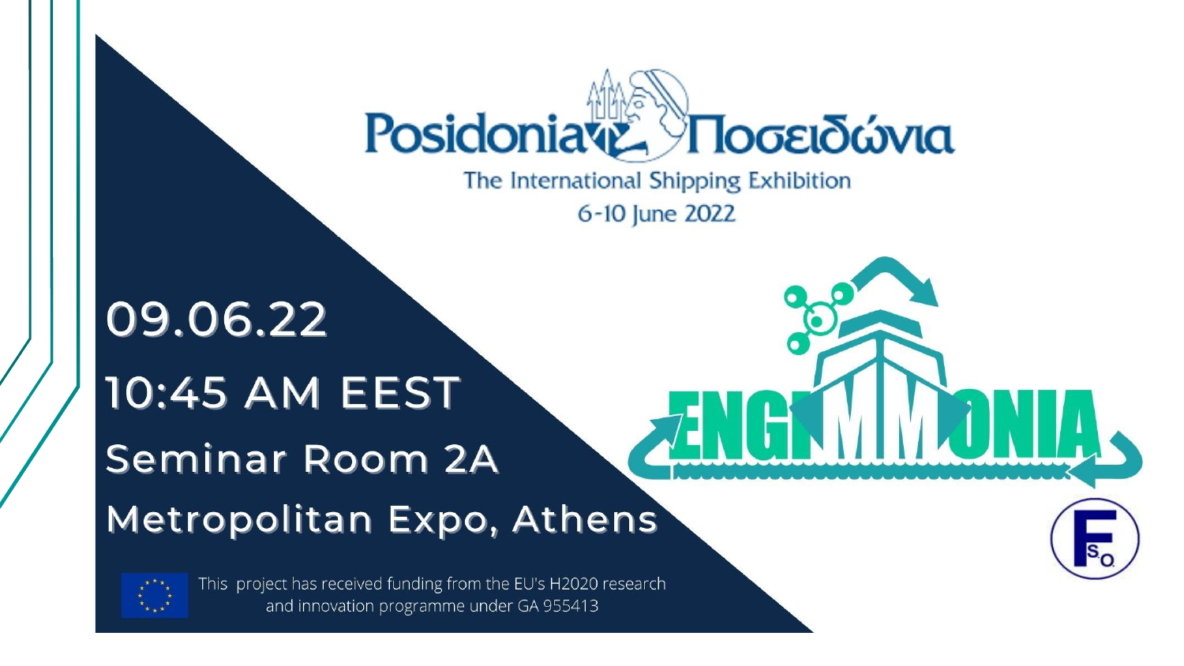Posidonia Ποσειδώνια

The International Shipping Exhibition

6-10 June 2022

# 09.06.22

# 10:45 AM EEST

## Seminar Room 2A

## Metropolitan Expo, Athens

ENGIMMONIA

This project has received funding from the EU's H2020 research and innovation programme under GA 955413